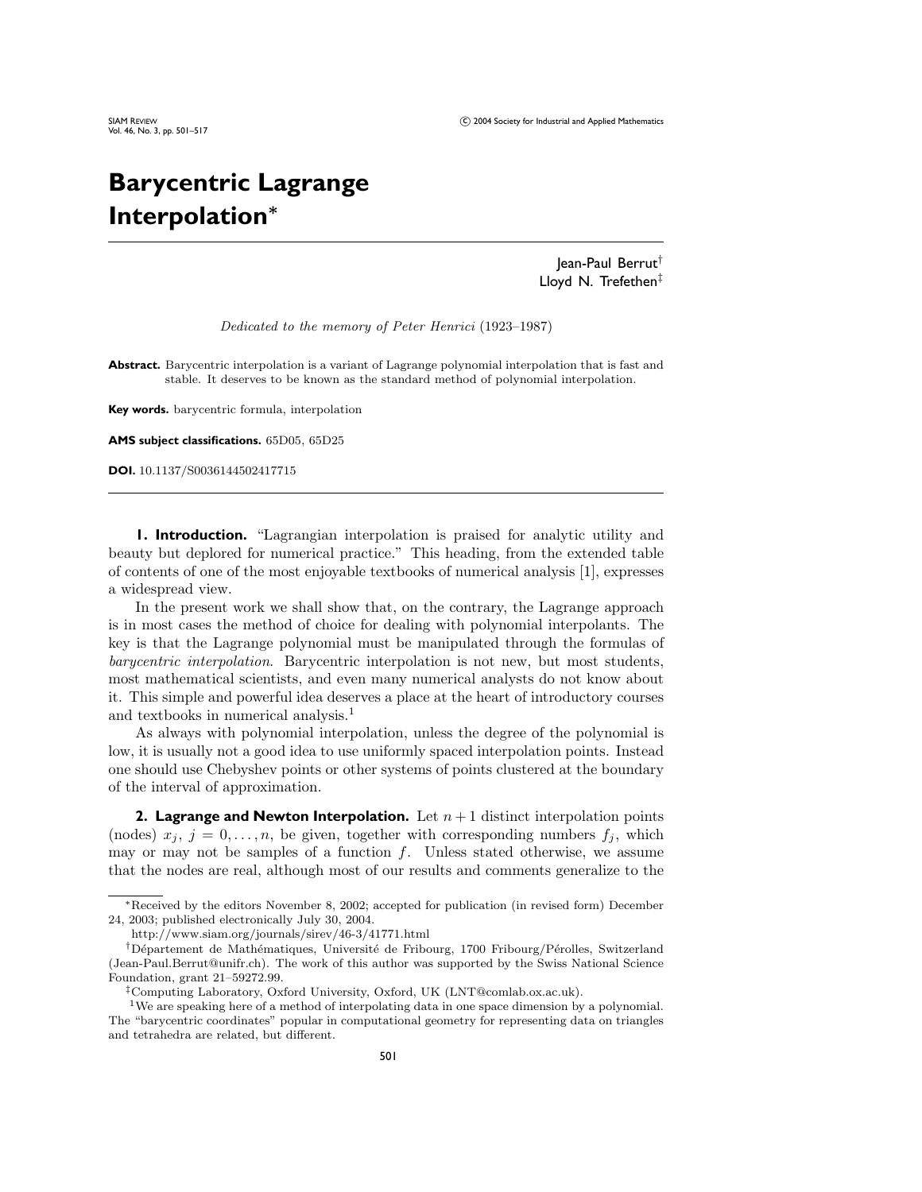# Barycentric Lagrange Interpolation*

Jean-Paul Berrut[†]
Lloyd N. Trefethen[‡]

*Dedicated to the memory of Peter Henrici (1923–1987)*

**Abstract.** Barycentric interpolation is a variant of Lagrange polynomial interpolation that is fast and stable. It deserves to be known as the standard method of polynomial interpolation.

**Key words.** barycentric formula, interpolation

**AMS subject classifications.** 65D05, 65D25

**DOI.** 10.1137/S0036144502417715

## 1. Introduction.

"Lagrangian interpolation is praised for analytic utility and beauty but deplored for numerical practice." This heading, from the extended table of contents of one of the most enjoyable textbooks of numerical analysis [1], expresses a widespread view.

In the present work we shall show that, on the contrary, the Lagrange approach is in most cases the method of choice for dealing with polynomial interpolants. The key is that the Lagrange polynomial must be manipulated through the formulas of *barycentric interpolation*. Barycentric interpolation is not new, but most students, most mathematical scientists, and even many numerical analysts do not know about it. This simple and powerful idea deserves a place at the heart of introductory courses and textbooks in numerical analysis.[1]

As always with polynomial interpolation, unless the degree of the polynomial is low, it is usually not a good idea to use uniformly spaced interpolation points. Instead one should use Chebyshev points or other systems of points clustered at the boundary of the interval of approximation.

## 2. Lagrange and Newton Interpolation.

Let $n + 1$ distinct interpolation points (nodes) $x_j$, $j = 0, \ldots, n$, be given, together with corresponding numbers $f_j$, which may or may not be samples of a function $f$. Unless stated otherwise, we assume that the nodes are real, although most of our results and comments generalize to the

---

*Received by the editors November 8, 2002; accepted for publication (in revised form) December 24, 2003; published electronically July 30, 2004.

http://www.siam.org/journals/sirev/46-3/41771.html

[†]Département de Mathématiques, Université de Fribourg, 1700 Fribourg/Pérolles, Switzerland (Jean-Paul.Berrut@unifr.ch). The work of this author was supported by the Swiss National Science Foundation, grant 21–59272.99.

[‡]Computing Laboratory, Oxford University, Oxford, UK (LNT@comlab.ox.ac.uk).

[1]We are speaking here of a method of interpolating data in one space dimension by a polynomial. The "barycentric coordinates" popular in computational geometry for representing data on triangles and tetrahedra are related, but different.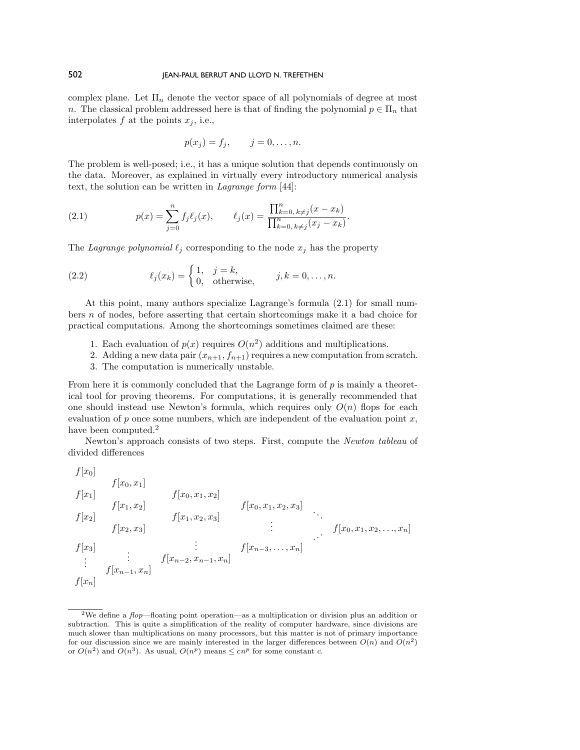complex plane. Let $\Pi_n$ denote the vector space of all polynomials of degree at most $n$. The classical problem addressed here is that of finding the polynomial $p \in \Pi_n$ that interpolates $f$ at the points $x_j$, i.e.,

$$p(x_j) = f_j, \qquad j = 0, \ldots, n.$$

The problem is well-posed; i.e., it has a unique solution that depends continuously on the data. Moreover, as explained in virtually every introductory numerical analysis text, the solution can be written in *Lagrange form* [44]:

$$p(x) = \sum_{j=0}^{n} f_j \ell_j(x), \qquad \ell_j(x) = \frac{\prod_{k=0,\, k \neq j}^{n} (x - x_k)}{\prod_{k=0,\, k \neq j}^{n} (x_j - x_k)}. \tag{2.1}$$

The *Lagrange polynomial* $\ell_j$ corresponding to the node $x_j$ has the property

$$\ell_j(x_k) = \begin{cases} 1, & j = k, \\ 0, & \text{otherwise}, \end{cases} \qquad j, k = 0, \ldots, n. \tag{2.2}$$

At this point, many authors specialize Lagrange's formula (2.1) for small numbers $n$ of nodes, before asserting that certain shortcomings make it a bad choice for practical computations. Among the shortcomings sometimes claimed are these:

1. Each evaluation of $p(x)$ requires $O(n^2)$ additions and multiplications.
2. Adding a new data pair $(x_{n+1}, f_{n+1})$ requires a new computation from scratch.
3. The computation is numerically unstable.

From here it is commonly concluded that the Lagrange form of $p$ is mainly a theoretical tool for proving theorems. For computations, it is generally recommended that one should instead use Newton's formula, which requires only $O(n)$ flops for each evaluation of $p$ once some numbers, which are independent of the evaluation point $x$, have been computed.[2]

Newton's approach consists of two steps. First, compute the *Newton tableau* of divided differences

$$\begin{array}{cccccc}
f[x_0] & & & & & \\
& f[x_0,x_1] & & & & \\
f[x_1] & & f[x_0,x_1,x_2] & & & \\
& f[x_1,x_2] & & f[x_0,x_1,x_2,x_3] & \ddots & \\
f[x_2] & & f[x_1,x_2,x_3] & & & \\
& f[x_2,x_3] & & \vdots & & f[x_0,x_1,x_2,\ldots,x_n] \\
f[x_3] & & \vdots & f[x_{n-3},\ldots,x_n] & \cdot^{\cdot^{\cdot}} & \\
\vdots & \vdots & f[x_{n-2},x_{n-1},x_n] & & & \\
& f[x_{n-1},x_n] & & & & \\
f[x_n] & & & & &
\end{array}$$

---

[2] We define a *flop*—floating point operation—as a multiplication or division plus an addition or subtraction. This is quite a simplification of the reality of computer hardware, since divisions are much slower than multiplications on many processors, but this matter is not of primary importance for our discussion since we are mainly interested in the larger differences between $O(n)$ and $O(n^2)$ or $O(n^2)$ and $O(n^3)$. As usual, $O(n^p)$ means $\leq cn^p$ for some constant $c$.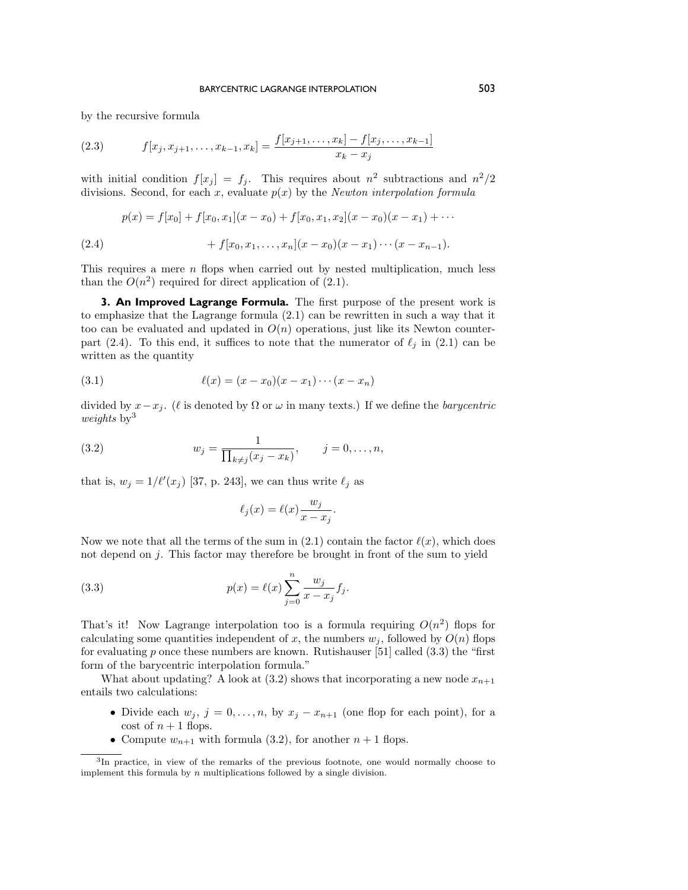by the recursive formula

$$f[x_j, x_{j+1}, \ldots, x_{k-1}, x_k] = \frac{f[x_{j+1}, \ldots, x_k] - f[x_j, \ldots, x_{k-1}]}{x_k - x_j} \tag{2.3}$$

with initial condition $f[x_j] = f_j$. This requires about $n^2$ subtractions and $n^2/2$ divisions. Second, for each $x$, evaluate $p(x)$ by the *Newton interpolation formula*

$$\begin{aligned} p(x) = f[x_0] + f[x_0, x_1](x - x_0) + f[x_0, x_1, x_2](x - x_0)(x - x_1) + \cdots \\ + f[x_0, x_1, \ldots, x_n](x - x_0)(x - x_1) \cdots (x - x_{n-1}). \end{aligned} \tag{2.4}$$

This requires a mere $n$ flops when carried out by nested multiplication, much less than the $O(n^2)$ required for direct application of (2.1).

## 3. An Improved Lagrange Formula.

The first purpose of the present work is to emphasize that the Lagrange formula (2.1) can be rewritten in such a way that it too can be evaluated and updated in $O(n)$ operations, just like its Newton counterpart (2.4). To this end, it suffices to note that the numerator of $\ell_j$ in (2.1) can be written as the quantity

$$\ell(x) = (x - x_0)(x - x_1) \cdots (x - x_n) \tag{3.1}$$

divided by $x - x_j$. ($\ell$ is denoted by $\Omega$ or $\omega$ in many texts.) If we define the *barycentric weights* by[3]

$$w_j = \frac{1}{\prod_{k \neq j}(x_j - x_k)}, \qquad j = 0, \ldots, n, \tag{3.2}$$

that is, $w_j = 1/\ell'(x_j)$ [37, p. 243], we can thus write $\ell_j$ as

$$\ell_j(x) = \ell(x) \frac{w_j}{x - x_j}.$$

Now we note that all the terms of the sum in (2.1) contain the factor $\ell(x)$, which does not depend on $j$. This factor may therefore be brought in front of the sum to yield

$$p(x) = \ell(x) \sum_{j=0}^{n} \frac{w_j}{x - x_j} f_j. \tag{3.3}$$

That's it! Now Lagrange interpolation too is a formula requiring $O(n^2)$ flops for calculating some quantities independent of $x$, the numbers $w_j$, followed by $O(n)$ flops for evaluating $p$ once these numbers are known. Rutishauser [51] called (3.3) the "first form of the barycentric interpolation formula."

What about updating? A look at (3.2) shows that incorporating a new node $x_{n+1}$ entails two calculations:

- Divide each $w_j$, $j = 0, \ldots, n$, by $x_j - x_{n+1}$ (one flop for each point), for a cost of $n + 1$ flops.
- Compute $w_{n+1}$ with formula (3.2), for another $n + 1$ flops.

[3] In practice, in view of the remarks of the previous footnote, one would normally choose to implement this formula by $n$ multiplications followed by a single division.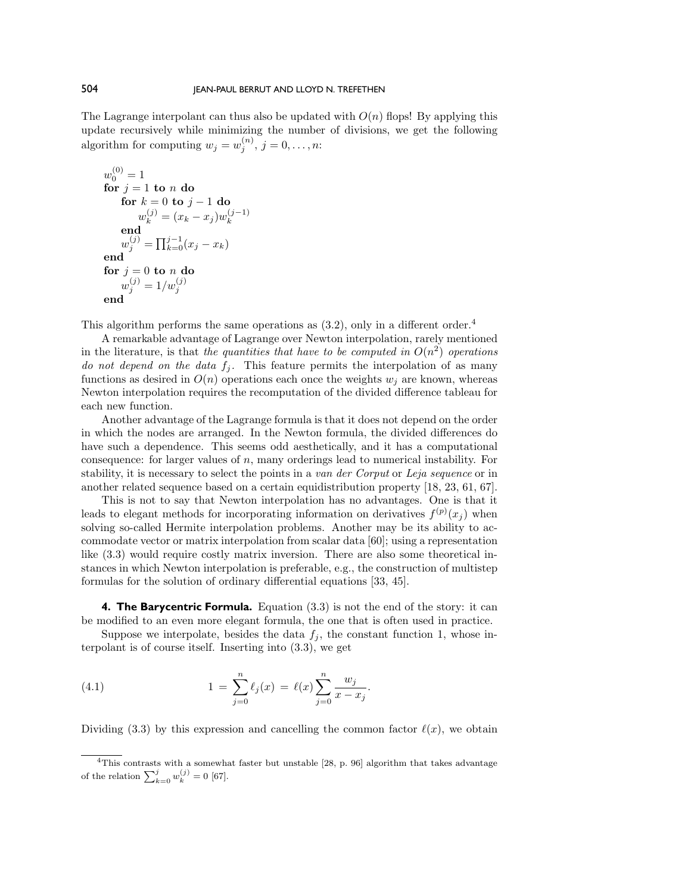The Lagrange interpolant can thus also be updated with $O(n)$ flops! By applying this update recursively while minimizing the number of divisions, we get the following algorithm for computing $w_j = w_j^{(n)}$, $j = 0, \ldots, n$:

$$
\begin{array}{l}
w_0^{(0)} = 1 \\
\textbf{for } j = 1 \textbf{ to } n \textbf{ do} \\
\quad \textbf{for } k = 0 \textbf{ to } j-1 \textbf{ do} \\
\quad\quad w_k^{(j)} = (x_k - x_j) w_k^{(j-1)} \\
\quad \textbf{end} \\
\quad w_j^{(j)} = \prod_{k=0}^{j-1} (x_j - x_k) \\
\textbf{end} \\
\textbf{for } j = 0 \textbf{ to } n \textbf{ do} \\
\quad w_j^{(j)} = 1/w_j^{(j)} \\
\textbf{end}
\end{array}
$$

This algorithm performs the same operations as (3.2), only in a different order.[4]

A remarkable advantage of Lagrange over Newton interpolation, rarely mentioned in the literature, is that *the quantities that have to be computed in $O(n^2)$ operations do not depend on the data $f_j$*. This feature permits the interpolation of as many functions as desired in $O(n)$ operations each once the weights $w_j$ are known, whereas Newton interpolation requires the recomputation of the divided difference tableau for each new function.

Another advantage of the Lagrange formula is that it does not depend on the order in which the nodes are arranged. In the Newton formula, the divided differences do have such a dependence. This seems odd aesthetically, and it has a computational consequence: for larger values of $n$, many orderings lead to numerical instability. For stability, it is necessary to select the points in a *van der Corput* or *Leja sequence* or in another related sequence based on a certain equidistribution property [18, 23, 61, 67].

This is not to say that Newton interpolation has no advantages. One is that it leads to elegant methods for incorporating information on derivatives $f^{(p)}(x_j)$ when solving so-called Hermite interpolation problems. Another may be its ability to accommodate vector or matrix interpolation from scalar data [60]; using a representation like (3.3) would require costly matrix inversion. There are also some theoretical instances in which Newton interpolation is preferable, e.g., the construction of multistep formulas for the solution of ordinary differential equations [33, 45].

## 4. The Barycentric Formula.

Equation (3.3) is not the end of the story: it can be modified to an even more elegant formula, the one that is often used in practice.

Suppose we interpolate, besides the data $f_j$, the constant function 1, whose interpolant is of course itself. Inserting into (3.3), we get

$$
1 = \sum_{j=0}^{n} \ell_j(x) = \ell(x) \sum_{j=0}^{n} \frac{w_j}{x - x_j}. \tag{4.1}
$$

Dividing (3.3) by this expression and cancelling the common factor $\ell(x)$, we obtain

[4] This contrasts with a somewhat faster but unstable [28, p. 96] algorithm that takes advantage of the relation $\sum_{k=0}^{j} w_k^{(j)} = 0$ [67].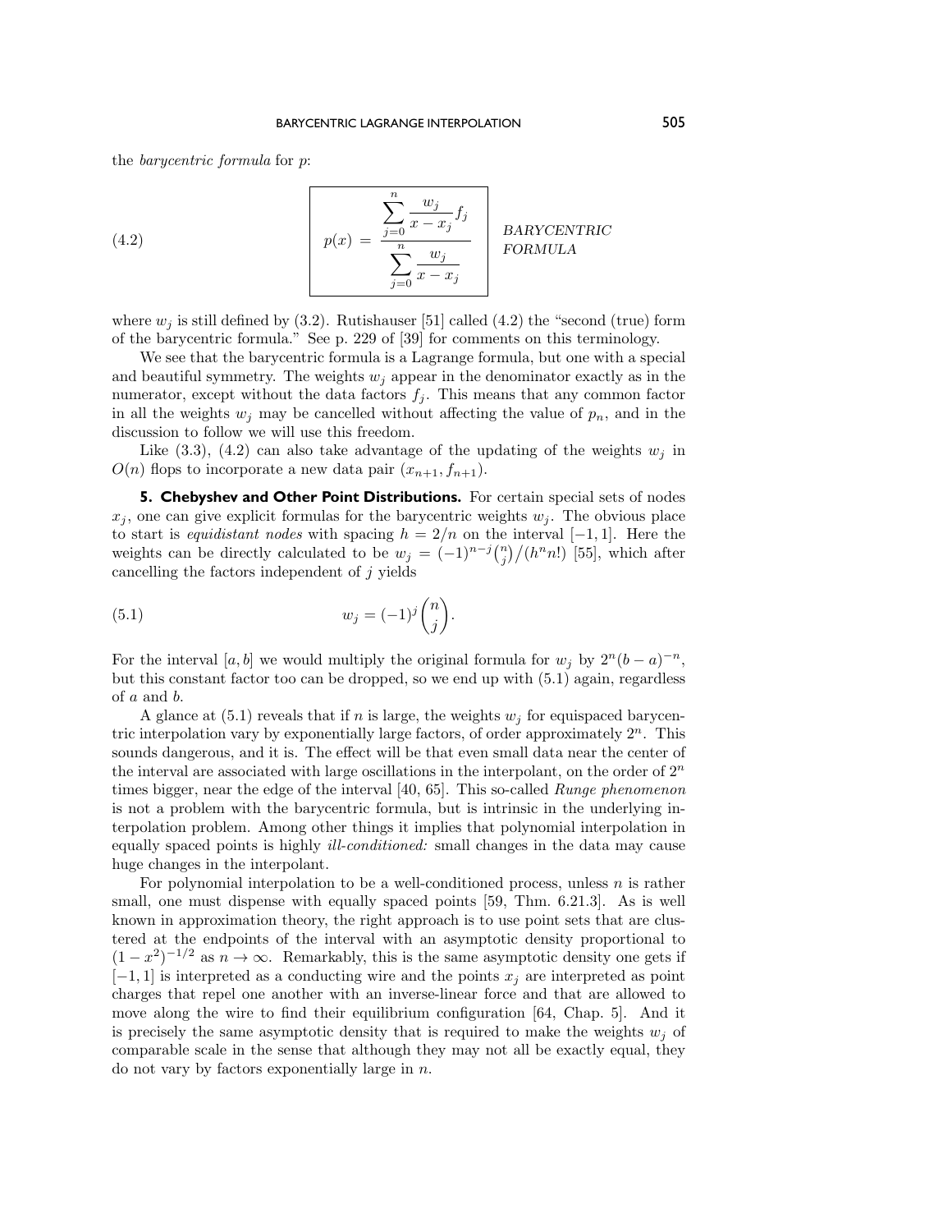the *barycentric formula* for $p$:

$$p(x) = \frac{\displaystyle\sum_{j=0}^{n} \frac{w_j}{x - x_j} f_j}{\displaystyle\sum_{j=0}^{n} \frac{w_j}{x - x_j}} \qquad \textit{BARYCENTRIC FORMULA} \tag{4.2}$$

where $w_j$ is still defined by (3.2). Rutishauser [51] called (4.2) the "second (true) form of the barycentric formula." See p. 229 of [39] for comments on this terminology.

We see that the barycentric formula is a Lagrange formula, but one with a special and beautiful symmetry. The weights $w_j$ appear in the denominator exactly as in the numerator, except without the data factors $f_j$. This means that any common factor in all the weights $w_j$ may be cancelled without affecting the value of $p_n$, and in the discussion to follow we will use this freedom.

Like (3.3), (4.2) can also take advantage of the updating of the weights $w_j$ in $O(n)$ flops to incorporate a new data pair $(x_{n+1}, f_{n+1})$.

## 5. Chebyshev and Other Point Distributions.

For certain special sets of nodes $x_j$, one can give explicit formulas for the barycentric weights $w_j$. The obvious place to start is *equidistant nodes* with spacing $h = 2/n$ on the interval $[-1, 1]$. Here the weights can be directly calculated to be $w_j = (-1)^{n-j}\binom{n}{j}\big/(h^n n!)$ [55], which after cancelling the factors independent of $j$ yields

$$w_j = (-1)^j \binom{n}{j}. \tag{5.1}$$

For the interval $[a, b]$ we would multiply the original formula for $w_j$ by $2^n(b-a)^{-n}$, but this constant factor too can be dropped, so we end up with (5.1) again, regardless of $a$ and $b$.

A glance at (5.1) reveals that if $n$ is large, the weights $w_j$ for equispaced barycentric interpolation vary by exponentially large factors, of order approximately $2^n$. This sounds dangerous, and it is. The effect will be that even small data near the center of the interval are associated with large oscillations in the interpolant, on the order of $2^n$ times bigger, near the edge of the interval [40, 65]. This so-called *Runge phenomenon* is not a problem with the barycentric formula, but is intrinsic in the underlying interpolation problem. Among other things it implies that polynomial interpolation in equally spaced points is highly *ill-conditioned:* small changes in the data may cause huge changes in the interpolant.

For polynomial interpolation to be a well-conditioned process, unless $n$ is rather small, one must dispense with equally spaced points [59, Thm. 6.21.3]. As is well known in approximation theory, the right approach is to use point sets that are clustered at the endpoints of the interval with an asymptotic density proportional to $(1 - x^2)^{-1/2}$ as $n \to \infty$. Remarkably, this is the same asymptotic density one gets if $[-1, 1]$ is interpreted as a conducting wire and the points $x_j$ are interpreted as point charges that repel one another with an inverse-linear force and that are allowed to move along the wire to find their equilibrium configuration [64, Chap. 5]. And it is precisely the same asymptotic density that is required to make the weights $w_j$ of comparable scale in the sense that although they may not all be exactly equal, they do not vary by factors exponentially large in $n$.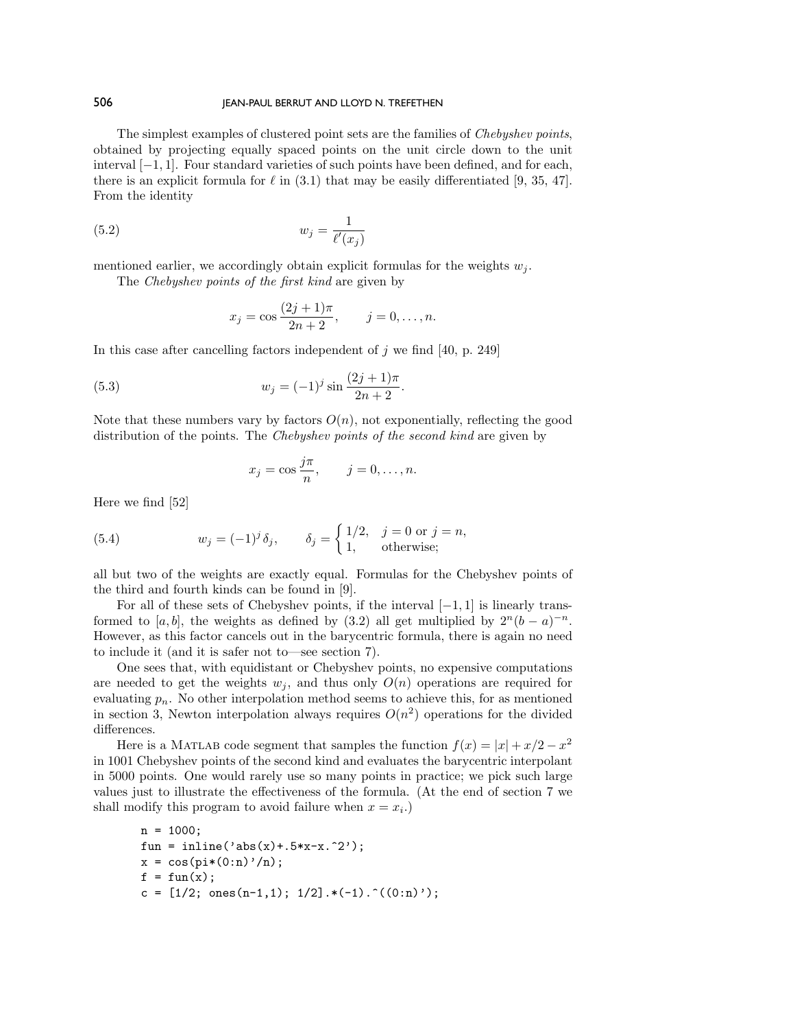The simplest examples of clustered point sets are the families of *Chebyshev points*, obtained by projecting equally spaced points on the unit circle down to the unit interval $[-1, 1]$. Four standard varieties of such points have been defined, and for each, there is an explicit formula for $\ell$ in (3.1) that may be easily differentiated [9, 35, 47]. From the identity

$$w_j = \frac{1}{\ell'(x_j)} \tag{5.2}$$

mentioned earlier, we accordingly obtain explicit formulas for the weights $w_j$.

The *Chebyshev points of the first kind* are given by

$$x_j = \cos\frac{(2j+1)\pi}{2n+2}, \qquad j = 0, \ldots, n.$$

In this case after cancelling factors independent of $j$ we find [40, p. 249]

$$w_j = (-1)^j \sin\frac{(2j+1)\pi}{2n+2}. \tag{5.3}$$

Note that these numbers vary by factors $O(n)$, not exponentially, reflecting the good distribution of the points. The *Chebyshev points of the second kind* are given by

$$x_j = \cos\frac{j\pi}{n}, \qquad j = 0, \ldots, n.$$

Here we find [52]

$$w_j = (-1)^j \delta_j, \qquad \delta_j = \begin{cases} 1/2, & j = 0 \text{ or } j = n, \\ 1, & \text{otherwise;} \end{cases} \tag{5.4}$$

all but two of the weights are exactly equal. Formulas for the Chebyshev points of the third and fourth kinds can be found in [9].

For all of these sets of Chebyshev points, if the interval $[-1, 1]$ is linearly transformed to $[a, b]$, the weights as defined by (3.2) all get multiplied by $2^n(b-a)^{-n}$. However, as this factor cancels out in the barycentric formula, there is again no need to include it (and it is safer not to—see section 7).

One sees that, with equidistant or Chebyshev points, no expensive computations are needed to get the weights $w_j$, and thus only $O(n)$ operations are required for evaluating $p_n$. No other interpolation method seems to achieve this, for as mentioned in section 3, Newton interpolation always requires $O(n^2)$ operations for the divided differences.

Here is a MATLAB code segment that samples the function $f(x) = |x| + x/2 - x^2$ in 1001 Chebyshev points of the second kind and evaluates the barycentric interpolant in 5000 points. One would rarely use so many points in practice; we pick such large values just to illustrate the effectiveness of the formula. (At the end of section 7 we shall modify this program to avoid failure when $x = x_i$.)

```
n = 1000;
fun = inline('abs(x)+.5*x-x.^2');
x = cos(pi*(0:n)'/n);
f = fun(x);
c = [1/2; ones(n-1,1); 1/2].*(-1).^((0:n)');
```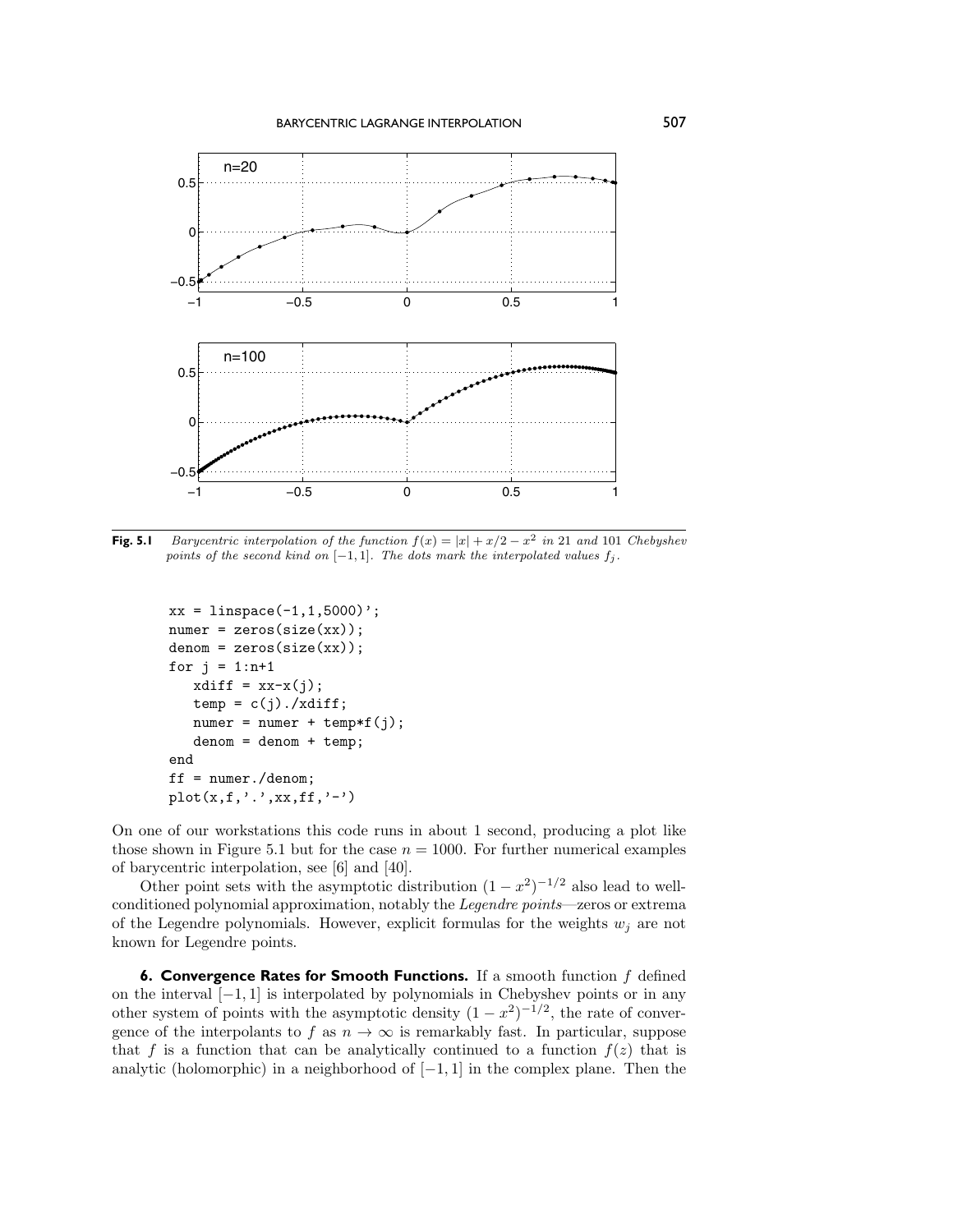**Fig. 5.1** *Barycentric interpolation of the function $f(x) = |x| + x/2 - x^2$ in 21 and 101 Chebyshev points of the second kind on $[-1, 1]$. The dots mark the interpolated values $f_j$.*

```
xx = linspace(-1,1,5000)';
numer = zeros(size(xx));
denom = zeros(size(xx));
for j = 1:n+1
   xdiff = xx-x(j);
   temp = c(j)./xdiff;
   numer = numer + temp*f(j);
   denom = denom + temp;
end
ff = numer./denom;
plot(x,f,'.',xx,ff,'-')
```

On one of our workstations this code runs in about 1 second, producing a plot like those shown in Figure 5.1 but for the case $n = 1000$. For further numerical examples of barycentric interpolation, see [6] and [40].

Other point sets with the asymptotic distribution $(1 - x^2)^{-1/2}$ also lead to well-conditioned polynomial approximation, notably the *Legendre points*—zeros or extrema of the Legendre polynomials. However, explicit formulas for the weights $w_j$ are not known for Legendre points.

**6. Convergence Rates for Smooth Functions.** If a smooth function $f$ defined on the interval $[-1, 1]$ is interpolated by polynomials in Chebyshev points or in any other system of points with the asymptotic density $(1 - x^2)^{-1/2}$, the rate of convergence of the interpolants to $f$ as $n \to \infty$ is remarkably fast. In particular, suppose that $f$ is a function that can be analytically continued to a function $f(z)$ that is analytic (holomorphic) in a neighborhood of $[-1, 1]$ in the complex plane. Then the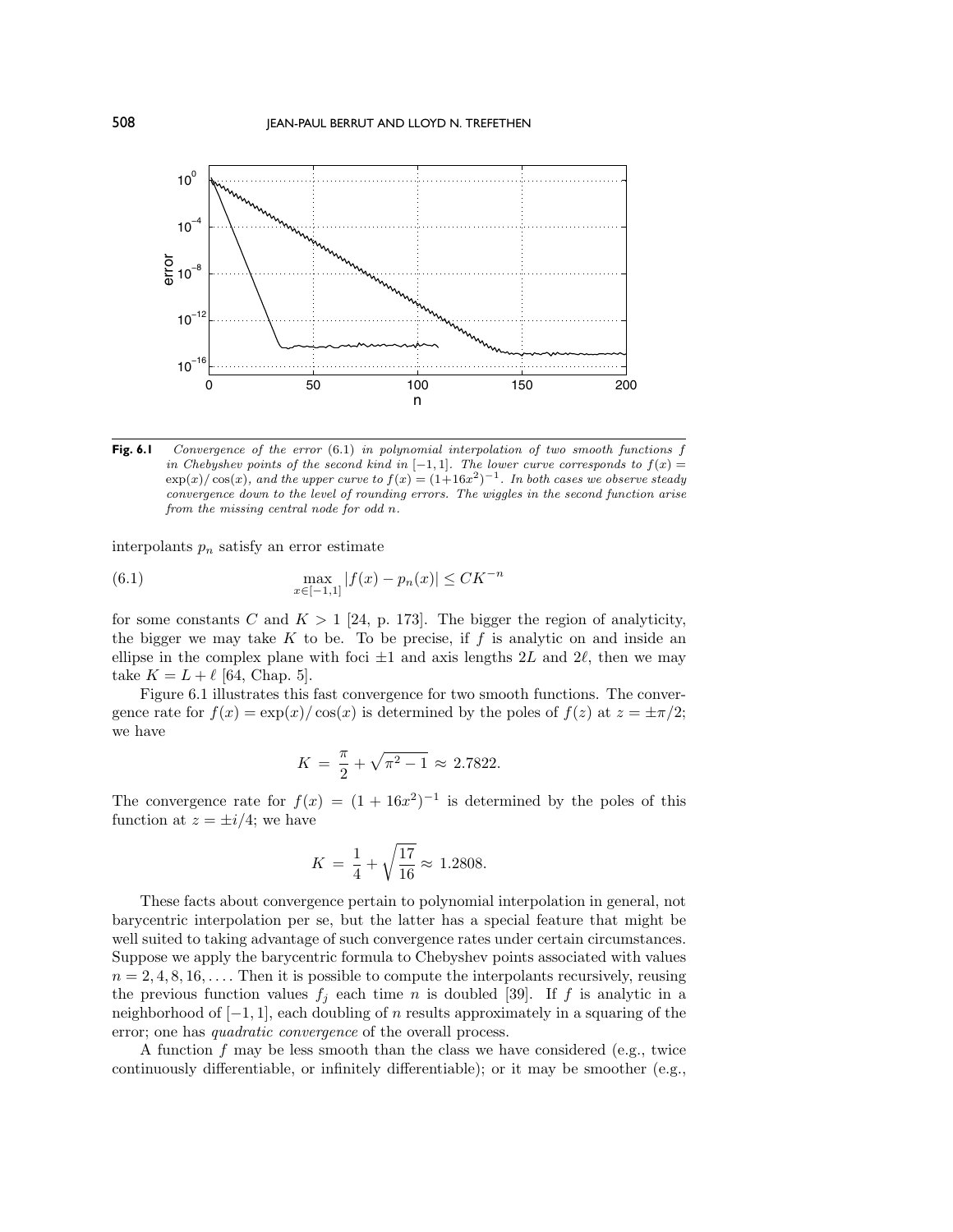**Fig. 6.1** *Convergence of the error* (6.1) *in polynomial interpolation of two smooth functions $f$ in Chebyshev points of the second kind in $[-1,1]$. The lower curve corresponds to $f(x) = \exp(x)/\cos(x)$, and the upper curve to $f(x) = (1+16x^2)^{-1}$. In both cases we observe steady convergence down to the level of rounding errors. The wiggles in the second function arise from the missing central node for odd $n$.*

interpolants $p_n$ satisfy an error estimate

$$\max_{x\in[-1,1]} |f(x) - p_n(x)| \leq CK^{-n} \tag{6.1}$$

for some constants $C$ and $K > 1$ [24, p. 173]. The bigger the region of analyticity, the bigger we may take $K$ to be. To be precise, if $f$ is analytic on and inside an ellipse in the complex plane with foci $\pm 1$ and axis lengths $2L$ and $2\ell$, then we may take $K = L + \ell$ [64, Chap. 5].

Figure 6.1 illustrates this fast convergence for two smooth functions. The convergence rate for $f(x) = \exp(x)/\cos(x)$ is determined by the poles of $f(z)$ at $z = \pm\pi/2$; we have

$$K \;=\; \frac{\pi}{2} + \sqrt{\pi^2 - 1} \;\approx\; 2.7822.$$

The convergence rate for $f(x) = (1 + 16x^2)^{-1}$ is determined by the poles of this function at $z = \pm i/4$; we have

$$K \;=\; \frac{1}{4} + \sqrt{\frac{17}{16}} \approx 1.2808.$$

These facts about convergence pertain to polynomial interpolation in general, not barycentric interpolation per se, but the latter has a special feature that might be well suited to taking advantage of such convergence rates under certain circumstances. Suppose we apply the barycentric formula to Chebyshev points associated with values $n = 2, 4, 8, 16, \ldots$. Then it is possible to compute the interpolants recursively, reusing the previous function values $f_j$ each time $n$ is doubled [39]. If $f$ is analytic in a neighborhood of $[-1, 1]$, each doubling of $n$ results approximately in a squaring of the error; one has *quadratic convergence* of the overall process.

A function $f$ may be less smooth than the class we have considered (e.g., twice continuously differentiable, or infinitely differentiable); or it may be smoother (e.g.,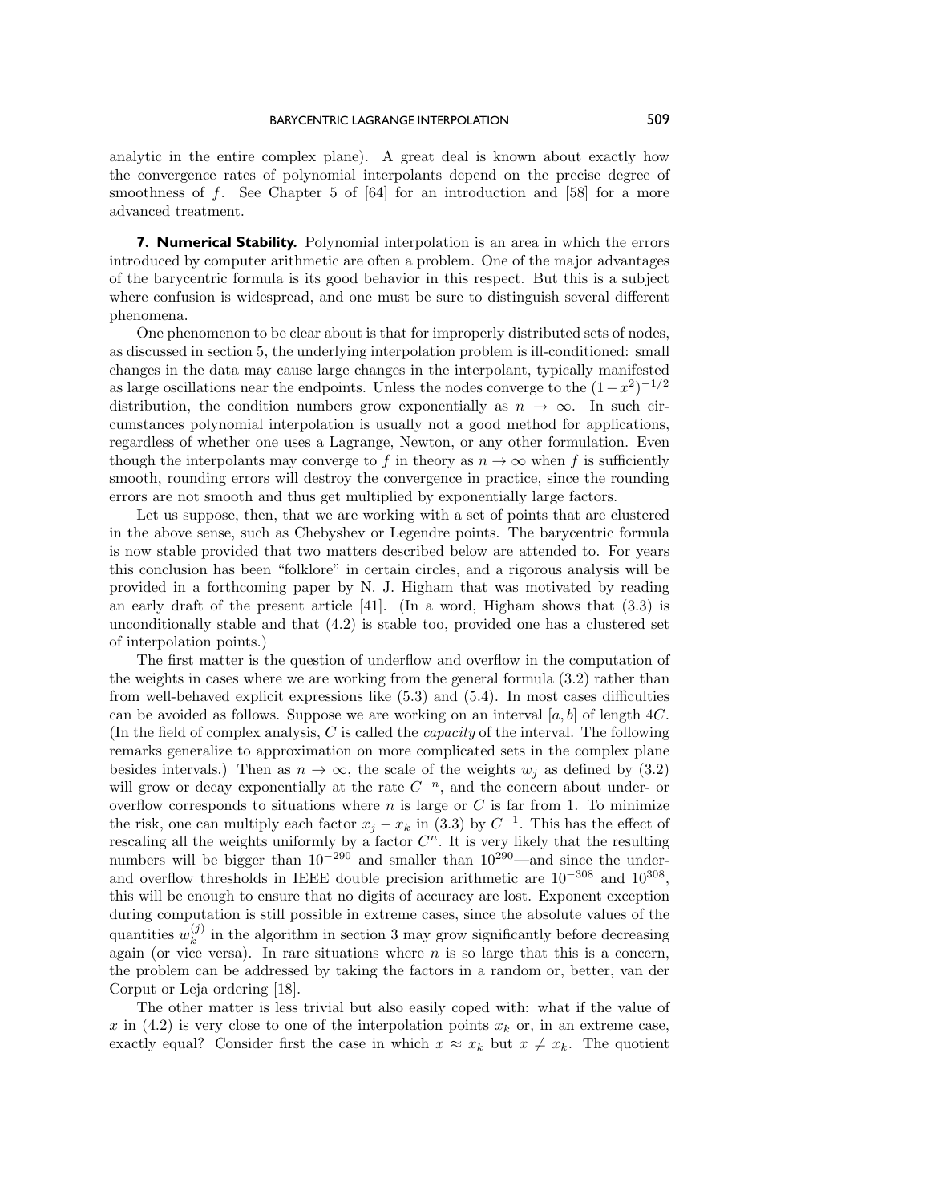analytic in the entire complex plane). A great deal is known about exactly how the convergence rates of polynomial interpolants depend on the precise degree of smoothness of $f$. See Chapter 5 of [64] for an introduction and [58] for a more advanced treatment.

## 7. Numerical Stability.

Polynomial interpolation is an area in which the errors introduced by computer arithmetic are often a problem. One of the major advantages of the barycentric formula is its good behavior in this respect. But this is a subject where confusion is widespread, and one must be sure to distinguish several different phenomena.

One phenomenon to be clear about is that for improperly distributed sets of nodes, as discussed in section 5, the underlying interpolation problem is ill-conditioned: small changes in the data may cause large changes in the interpolant, typically manifested as large oscillations near the endpoints. Unless the nodes converge to the $(1-x^2)^{-1/2}$ distribution, the condition numbers grow exponentially as $n \to \infty$. In such circumstances polynomial interpolation is usually not a good method for applications, regardless of whether one uses a Lagrange, Newton, or any other formulation. Even though the interpolants may converge to $f$ in theory as $n \to \infty$ when $f$ is sufficiently smooth, rounding errors will destroy the convergence in practice, since the rounding errors are not smooth and thus get multiplied by exponentially large factors.

Let us suppose, then, that we are working with a set of points that are clustered in the above sense, such as Chebyshev or Legendre points. The barycentric formula is now stable provided that two matters described below are attended to. For years this conclusion has been "folklore" in certain circles, and a rigorous analysis will be provided in a forthcoming paper by N. J. Higham that was motivated by reading an early draft of the present article [41]. (In a word, Higham shows that (3.3) is unconditionally stable and that (4.2) is stable too, provided one has a clustered set of interpolation points.)

The first matter is the question of underflow and overflow in the computation of the weights in cases where we are working from the general formula (3.2) rather than from well-behaved explicit expressions like (5.3) and (5.4). In most cases difficulties can be avoided as follows. Suppose we are working on an interval $[a, b]$ of length $4C$. (In the field of complex analysis, $C$ is called the *capacity* of the interval. The following remarks generalize to approximation on more complicated sets in the complex plane besides intervals.) Then as $n \to \infty$, the scale of the weights $w_j$ as defined by (3.2) will grow or decay exponentially at the rate $C^{-n}$, and the concern about under- or overflow corresponds to situations where $n$ is large or $C$ is far from 1. To minimize the risk, one can multiply each factor $x_j - x_k$ in (3.3) by $C^{-1}$. This has the effect of rescaling all the weights uniformly by a factor $C^n$. It is very likely that the resulting numbers will be bigger than $10^{-290}$ and smaller than $10^{290}$—and since the under- and overflow thresholds in IEEE double precision arithmetic are $10^{-308}$ and $10^{308}$, this will be enough to ensure that no digits of accuracy are lost. Exponent exception during computation is still possible in extreme cases, since the absolute values of the quantities $w_k^{(j)}$ in the algorithm in section 3 may grow significantly before decreasing again (or vice versa). In rare situations where $n$ is so large that this is a concern, the problem can be addressed by taking the factors in a random or, better, van der Corput or Leja ordering [18].

The other matter is less trivial but also easily coped with: what if the value of $x$ in (4.2) is very close to one of the interpolation points $x_k$ or, in an extreme case, exactly equal? Consider first the case in which $x \approx x_k$ but $x \neq x_k$. The quotient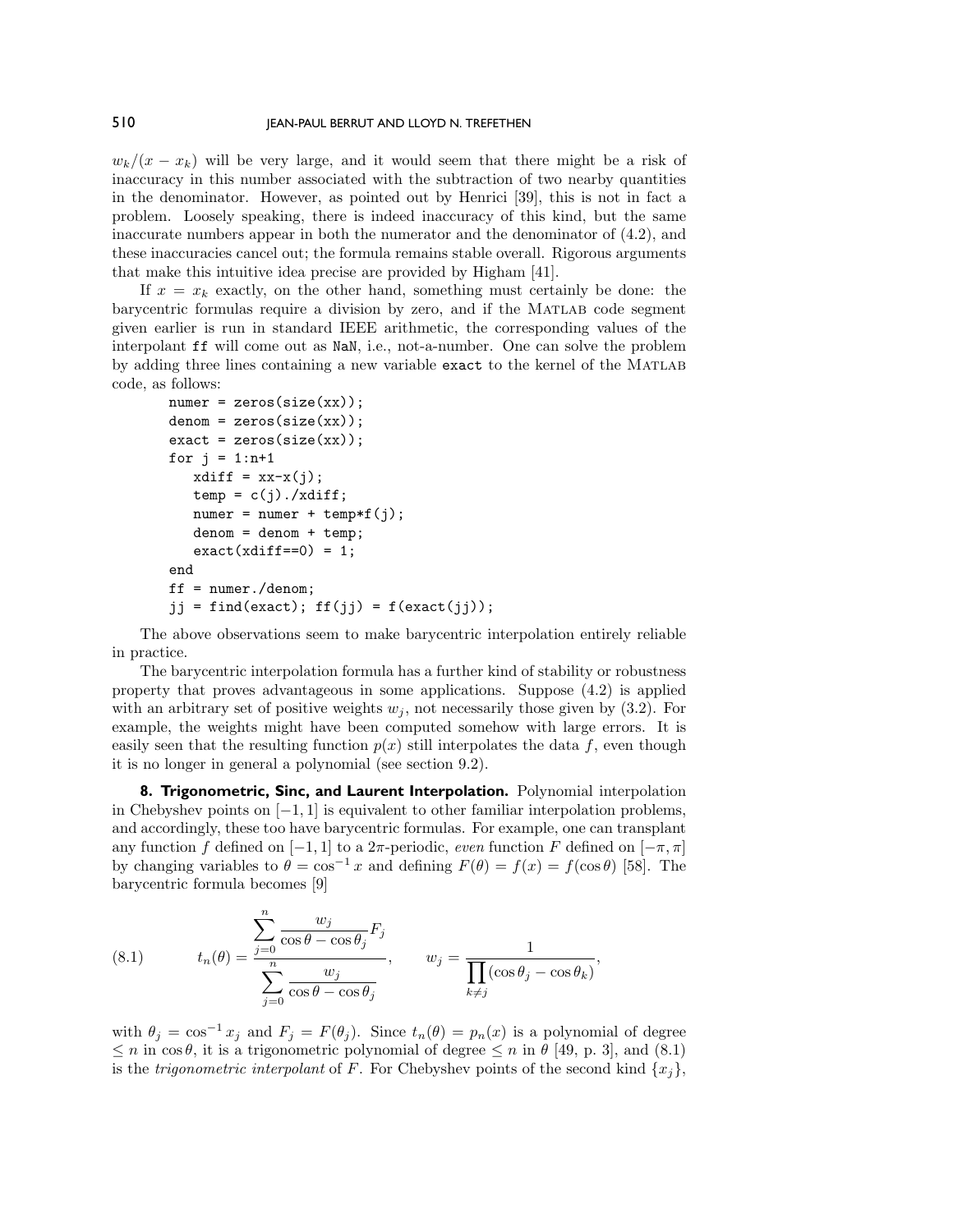$w_k/(x - x_k)$ will be very large, and it would seem that there might be a risk of inaccuracy in this number associated with the subtraction of two nearby quantities in the denominator. However, as pointed out by Henrici [39], this is not in fact a problem. Loosely speaking, there is indeed inaccuracy of this kind, but the same inaccurate numbers appear in both the numerator and the denominator of (4.2), and these inaccuracies cancel out; the formula remains stable overall. Rigorous arguments that make this intuitive idea precise are provided by Higham [41].

If $x = x_k$ exactly, on the other hand, something must certainly be done: the barycentric formulas require a division by zero, and if the MATLAB code segment given earlier is run in standard IEEE arithmetic, the corresponding values of the interpolant `ff` will come out as `NaN`, i.e., not-a-number. One can solve the problem by adding three lines containing a new variable `exact` to the kernel of the MATLAB code, as follows:

```
numer = zeros(size(xx));
denom = zeros(size(xx));
exact = zeros(size(xx));
for j = 1:n+1
   xdiff = xx-x(j);
   temp = c(j)./xdiff;
   numer = numer + temp*f(j);
   denom = denom + temp;
   exact(xdiff==0) = 1;
end
ff = numer./denom;
jj = find(exact); ff(jj) = f(exact(jj));
```

The above observations seem to make barycentric interpolation entirely reliable in practice.

The barycentric interpolation formula has a further kind of stability or robustness property that proves advantageous in some applications. Suppose (4.2) is applied with an arbitrary set of positive weights $w_j$, not necessarily those given by (3.2). For example, the weights might have been computed somehow with large errors. It is easily seen that the resulting function $p(x)$ still interpolates the data $f$, even though it is no longer in general a polynomial (see section 9.2).

**8. Trigonometric, Sinc, and Laurent Interpolation.** Polynomial interpolation in Chebyshev points on $[-1, 1]$ is equivalent to other familiar interpolation problems, and accordingly, these too have barycentric formulas. For example, one can transplant any function $f$ defined on $[-1, 1]$ to a $2\pi$-periodic, *even* function $F$ defined on $[-\pi, \pi]$ by changing variables to $\theta = \cos^{-1} x$ and defining $F(\theta) = f(x) = f(\cos\theta)$ [58]. The barycentric formula becomes [9]

$$t_n(\theta) = \frac{\displaystyle\sum_{j=0}^{n} \frac{w_j}{\cos\theta - \cos\theta_j} F_j}{\displaystyle\sum_{j=0}^{n} \frac{w_j}{\cos\theta - \cos\theta_j}}, \qquad w_j = \frac{1}{\displaystyle\prod_{k\neq j} (\cos\theta_j - \cos\theta_k)}, \tag{8.1}$$

with $\theta_j = \cos^{-1} x_j$ and $F_j = F(\theta_j)$. Since $t_n(\theta) = p_n(x)$ is a polynomial of degree $\leq n$ in $\cos\theta$, it is a trigonometric polynomial of degree $\leq n$ in $\theta$ [49, p. 3], and (8.1) is the *trigonometric interpolant* of $F$. For Chebyshev points of the second kind $\{x_j\}$,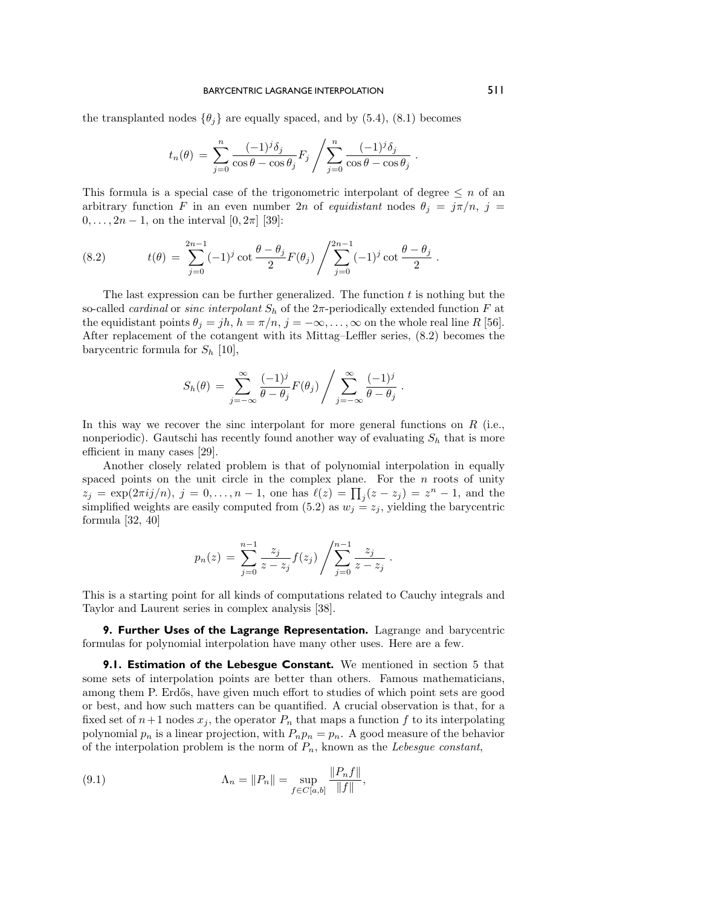the transplanted nodes $\{\theta_j\}$ are equally spaced, and by (5.4), (8.1) becomes

$$t_n(\theta) = \sum_{j=0}^{n} \frac{(-1)^j \delta_j}{\cos\theta - \cos\theta_j} F_j \Bigg/ \sum_{j=0}^{n} \frac{(-1)^j \delta_j}{\cos\theta - \cos\theta_j} \,.$$

This formula is a special case of the trigonometric interpolant of degree $\leq n$ of an arbitrary function $F$ in an even number $2n$ of *equidistant* nodes $\theta_j = j\pi/n$, $j = 0, \ldots, 2n-1$, on the interval $[0, 2\pi]$ [39]:

$$t(\theta) = \sum_{j=0}^{2n-1} (-1)^j \cot\frac{\theta - \theta_j}{2} F(\theta_j) \Bigg/ \sum_{j=0}^{2n-1} (-1)^j \cot\frac{\theta - \theta_j}{2} \,. \tag{8.2}$$

The last expression can be further generalized. The function $t$ is nothing but the so-called *cardinal* or *sinc interpolant* $S_h$ of the $2\pi$-periodically extended function $F$ at the equidistant points $\theta_j = jh$, $h = \pi/n$, $j = -\infty, \ldots, \infty$ on the whole real line $R$ [56]. After replacement of the cotangent with its Mittag–Leffler series, (8.2) becomes the barycentric formula for $S_h$ [10],

$$S_h(\theta) = \sum_{j=-\infty}^{\infty} \frac{(-1)^j}{\theta - \theta_j} F(\theta_j) \Bigg/ \sum_{j=-\infty}^{\infty} \frac{(-1)^j}{\theta - \theta_j} \,.$$

In this way we recover the sinc interpolant for more general functions on $R$ (i.e., nonperiodic). Gautschi has recently found another way of evaluating $S_h$ that is more efficient in many cases [29].

Another closely related problem is that of polynomial interpolation in equally spaced points on the unit circle in the complex plane. For the $n$ roots of unity $z_j = \exp(2\pi ij/n)$, $j = 0, \ldots, n-1$, one has $\ell(z) = \prod_j (z - z_j) = z^n - 1$, and the simplified weights are easily computed from (5.2) as $w_j = z_j$, yielding the barycentric formula [32, 40]

$$p_n(z) = \sum_{j=0}^{n-1} \frac{z_j}{z - z_j} f(z_j) \Bigg/ \sum_{j=0}^{n-1} \frac{z_j}{z - z_j} \,.$$

This is a starting point for all kinds of computations related to Cauchy integrals and Taylor and Laurent series in complex analysis [38].

## 9. Further Uses of the Lagrange Representation.

Lagrange and barycentric formulas for polynomial interpolation have many other uses. Here are a few.

### 9.1. Estimation of the Lebesgue Constant.

We mentioned in section 5 that some sets of interpolation points are better than others. Famous mathematicians, among them P. Erdős, have given much effort to studies of which point sets are good or best, and how such matters can be quantified. A crucial observation is that, for a fixed set of $n+1$ nodes $x_j$, the operator $P_n$ that maps a function $f$ to its interpolating polynomial $p_n$ is a linear projection, with $P_n p_n = p_n$. A good measure of the behavior of the interpolation problem is the norm of $P_n$, known as the *Lebesgue constant*,

$$\Lambda_n = \|P_n\| = \sup_{f \in C[a,b]} \frac{\|P_n f\|}{\|f\|}, \tag{9.1}$$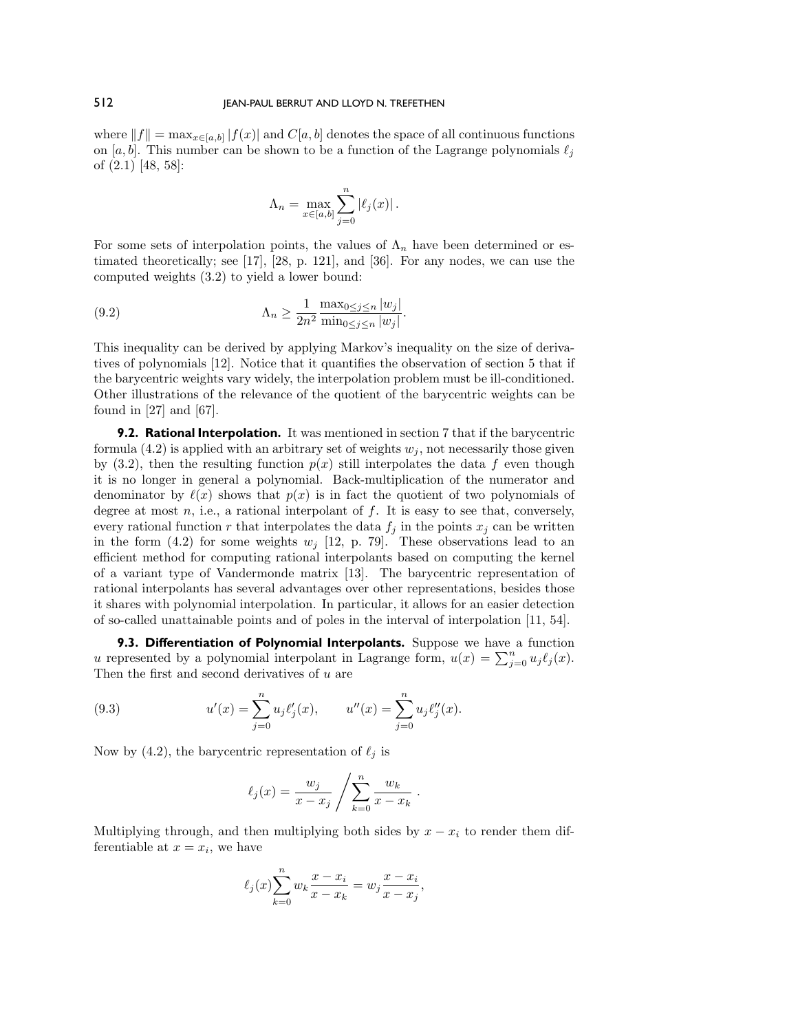where $\|f\| = \max_{x\in[a,b]} |f(x)|$ and $C[a,b]$ denotes the space of all continuous functions on $[a,b]$. This number can be shown to be a function of the Lagrange polynomials $\ell_j$ of (2.1) [48, 58]:

$$\Lambda_n = \max_{x\in[a,b]} \sum_{j=0}^{n} |\ell_j(x)| \,.$$

For some sets of interpolation points, the values of $\Lambda_n$ have been determined or estimated theoretically; see [17], [28, p. 121], and [36]. For any nodes, we can use the computed weights (3.2) to yield a lower bound:

$$\Lambda_n \geq \frac{1}{2n^2} \frac{\max_{0\leq j\leq n} |w_j|}{\min_{0\leq j\leq n} |w_j|}. \tag{9.2}$$

This inequality can be derived by applying Markov's inequality on the size of derivatives of polynomials [12]. Notice that it quantifies the observation of section 5 that if the barycentric weights vary widely, the interpolation problem must be ill-conditioned. Other illustrations of the relevance of the quotient of the barycentric weights can be found in [27] and [67].

### 9.2. Rational Interpolation.

It was mentioned in section 7 that if the barycentric formula (4.2) is applied with an arbitrary set of weights $w_j$, not necessarily those given by (3.2), then the resulting function $p(x)$ still interpolates the data $f$ even though it is no longer in general a polynomial. Back-multiplication of the numerator and denominator by $\ell(x)$ shows that $p(x)$ is in fact the quotient of two polynomials of degree at most $n$, i.e., a rational interpolant of $f$. It is easy to see that, conversely, every rational function $r$ that interpolates the data $f_j$ in the points $x_j$ can be written in the form (4.2) for some weights $w_j$ [12, p. 79]. These observations lead to an efficient method for computing rational interpolants based on computing the kernel of a variant type of Vandermonde matrix [13]. The barycentric representation of rational interpolants has several advantages over other representations, besides those it shares with polynomial interpolation. In particular, it allows for an easier detection of so-called unattainable points and of poles in the interval of interpolation [11, 54].

### 9.3. Differentiation of Polynomial Interpolants.

Suppose we have a function $u$ represented by a polynomial interpolant in Lagrange form, $u(x) = \sum_{j=0}^{n} u_j \ell_j(x)$. Then the first and second derivatives of $u$ are

$$u'(x) = \sum_{j=0}^{n} u_j \ell_j'(x), \qquad u''(x) = \sum_{j=0}^{n} u_j \ell_j''(x). \tag{9.3}$$

Now by (4.2), the barycentric representation of $\ell_j$ is

$$\ell_j(x) = \frac{w_j}{x - x_j} \Bigg/ \sum_{k=0}^{n} \frac{w_k}{x - x_k} \,.$$

Multiplying through, and then multiplying both sides by $x - x_i$ to render them differentiable at $x = x_i$, we have

$$\ell_j(x) \sum_{k=0}^{n} w_k \frac{x - x_i}{x - x_k} = w_j \frac{x - x_i}{x - x_j},$$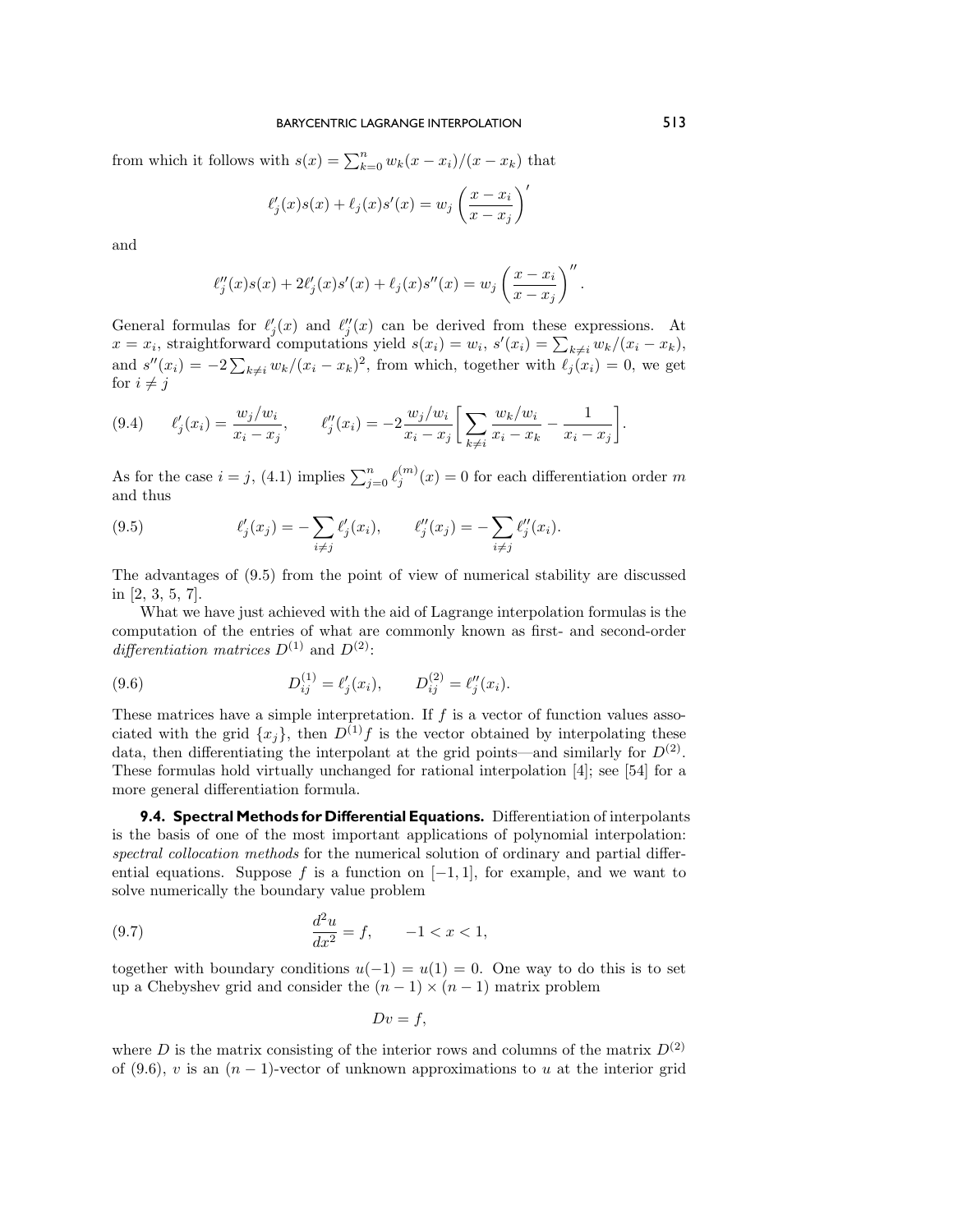from which it follows with $s(x) = \sum_{k=0}^{n} w_k(x - x_i)/(x - x_k)$ that

$$\ell_j'(x)s(x) + \ell_j(x)s'(x) = w_j \left( \frac{x - x_i}{x - x_j} \right)'$$

and

$$\ell_j''(x)s(x) + 2\ell_j'(x)s'(x) + \ell_j(x)s''(x) = w_j \left( \frac{x - x_i}{x - x_j} \right)''.$$

General formulas for $\ell_j'(x)$ and $\ell_j''(x)$ can be derived from these expressions. At $x = x_i$, straightforward computations yield $s(x_i) = w_i$, $s'(x_i) = \sum_{k \neq i} w_k/(x_i - x_k)$, and $s''(x_i) = -2 \sum_{k \neq i} w_k/(x_i - x_k)^2$, from which, together with $\ell_j(x_i) = 0$, we get for $i \neq j$

$$(9.4) \qquad \ell_j'(x_i) = \frac{w_j/w_i}{x_i - x_j}, \qquad \ell_j''(x_i) = -2 \frac{w_j/w_i}{x_i - x_j} \left[ \sum_{k \neq i} \frac{w_k/w_i}{x_i - x_k} - \frac{1}{x_i - x_j} \right].$$

As for the case $i = j$, (4.1) implies $\sum_{j=0}^{n} \ell_j^{(m)}(x) = 0$ for each differentiation order $m$ and thus

$$(9.5) \qquad \ell_j'(x_j) = -\sum_{i \neq j} \ell_j'(x_i), \qquad \ell_j''(x_j) = -\sum_{i \neq j} \ell_j''(x_i).$$

The advantages of (9.5) from the point of view of numerical stability are discussed in [2, 3, 5, 7].

What we have just achieved with the aid of Lagrange interpolation formulas is the computation of the entries of what are commonly known as first- and second-order *differentiation matrices* $D^{(1)}$ and $D^{(2)}$:

$$(9.6) \qquad D_{ij}^{(1)} = \ell_j'(x_i), \qquad D_{ij}^{(2)} = \ell_j''(x_i).$$

These matrices have a simple interpretation. If $f$ is a vector of function values associated with the grid $\{x_j\}$, then $D^{(1)}f$ is the vector obtained by interpolating these data, then differentiating the interpolant at the grid points—and similarly for $D^{(2)}$. These formulas hold virtually unchanged for rational interpolation [4]; see [54] for a more general differentiation formula.

**9.4. Spectral Methods for Differential Equations.** Differentiation of interpolants is the basis of one of the most important applications of polynomial interpolation: *spectral collocation methods* for the numerical solution of ordinary and partial differential equations. Suppose $f$ is a function on $[-1, 1]$, for example, and we want to solve numerically the boundary value problem

$$(9.7) \qquad \frac{d^2u}{dx^2} = f, \qquad -1 < x < 1,$$

together with boundary conditions $u(-1) = u(1) = 0$. One way to do this is to set up a Chebyshev grid and consider the $(n-1) \times (n-1)$ matrix problem

$$Dv = f,$$

where $D$ is the matrix consisting of the interior rows and columns of the matrix $D^{(2)}$ of (9.6), $v$ is an $(n-1)$-vector of unknown approximations to $u$ at the interior grid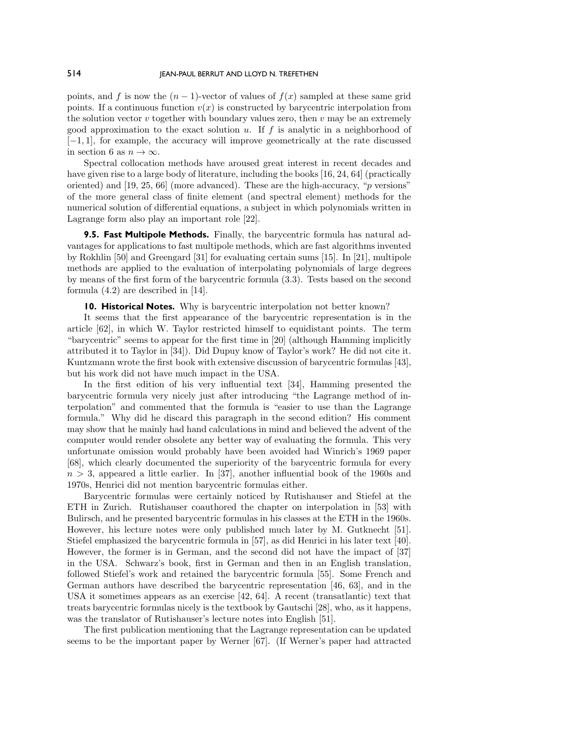points, and $f$ is now the $(n-1)$-vector of values of $f(x)$ sampled at these same grid points. If a continuous function $v(x)$ is constructed by barycentric interpolation from the solution vector $v$ together with boundary values zero, then $v$ may be an extremely good approximation to the exact solution $u$. If $f$ is analytic in a neighborhood of $[-1, 1]$, for example, the accuracy will improve geometrically at the rate discussed in section 6 as $n \to \infty$.

Spectral collocation methods have aroused great interest in recent decades and have given rise to a large body of literature, including the books [16, 24, 64] (practically oriented) and [19, 25, 66] (more advanced). These are the high-accuracy, "$p$ versions" of the more general class of finite element (and spectral element) methods for the numerical solution of differential equations, a subject in which polynomials written in Lagrange form also play an important role [22].

**9.5. Fast Multipole Methods.** Finally, the barycentric formula has natural advantages for applications to fast multipole methods, which are fast algorithms invented by Rokhlin [50] and Greengard [31] for evaluating certain sums [15]. In [21], multipole methods are applied to the evaluation of interpolating polynomials of large degrees by means of the first form of the barycentric formula (3.3). Tests based on the second formula (4.2) are described in [14].

## 10. Historical Notes.

Why is barycentric interpolation not better known?

It seems that the first appearance of the barycentric representation is in the article [62], in which W. Taylor restricted himself to equidistant points. The term "barycentric" seems to appear for the first time in [20] (although Hamming implicitly attributed it to Taylor in [34]). Did Dupuy know of Taylor's work? He did not cite it. Kuntzmann wrote the first book with extensive discussion of barycentric formulas [43], but his work did not have much impact in the USA.

In the first edition of his very influential text [34], Hamming presented the barycentric formula very nicely just after introducing "the Lagrange method of interpolation" and commented that the formula is "easier to use than the Lagrange formula." Why did he discard this paragraph in the second edition? His comment may show that he mainly had hand calculations in mind and believed the advent of the computer would render obsolete any better way of evaluating the formula. This very unfortunate omission would probably have been avoided had Winrich's 1969 paper [68], which clearly documented the superiority of the barycentric formula for every $n > 3$, appeared a little earlier. In [37], another influential book of the 1960s and 1970s, Henrici did not mention barycentric formulas either.

Barycentric formulas were certainly noticed by Rutishauser and Stiefel at the ETH in Zurich. Rutishauser coauthored the chapter on interpolation in [53] with Bulirsch, and he presented barycentric formulas in his classes at the ETH in the 1960s. However, his lecture notes were only published much later by M. Gutknecht [51]. Stiefel emphasized the barycentric formula in [57], as did Henrici in his later text [40]. However, the former is in German, and the second did not have the impact of [37] in the USA. Schwarz's book, first in German and then in an English translation, followed Stiefel's work and retained the barycentric formula [55]. Some French and German authors have described the barycentric representation [46, 63], and in the USA it sometimes appears as an exercise [42, 64]. A recent (transatlantic) text that treats barycentric formulas nicely is the textbook by Gautschi [28], who, as it happens, was the translator of Rutishauser's lecture notes into English [51].

The first publication mentioning that the Lagrange representation can be updated seems to be the important paper by Werner [67]. (If Werner's paper had attracted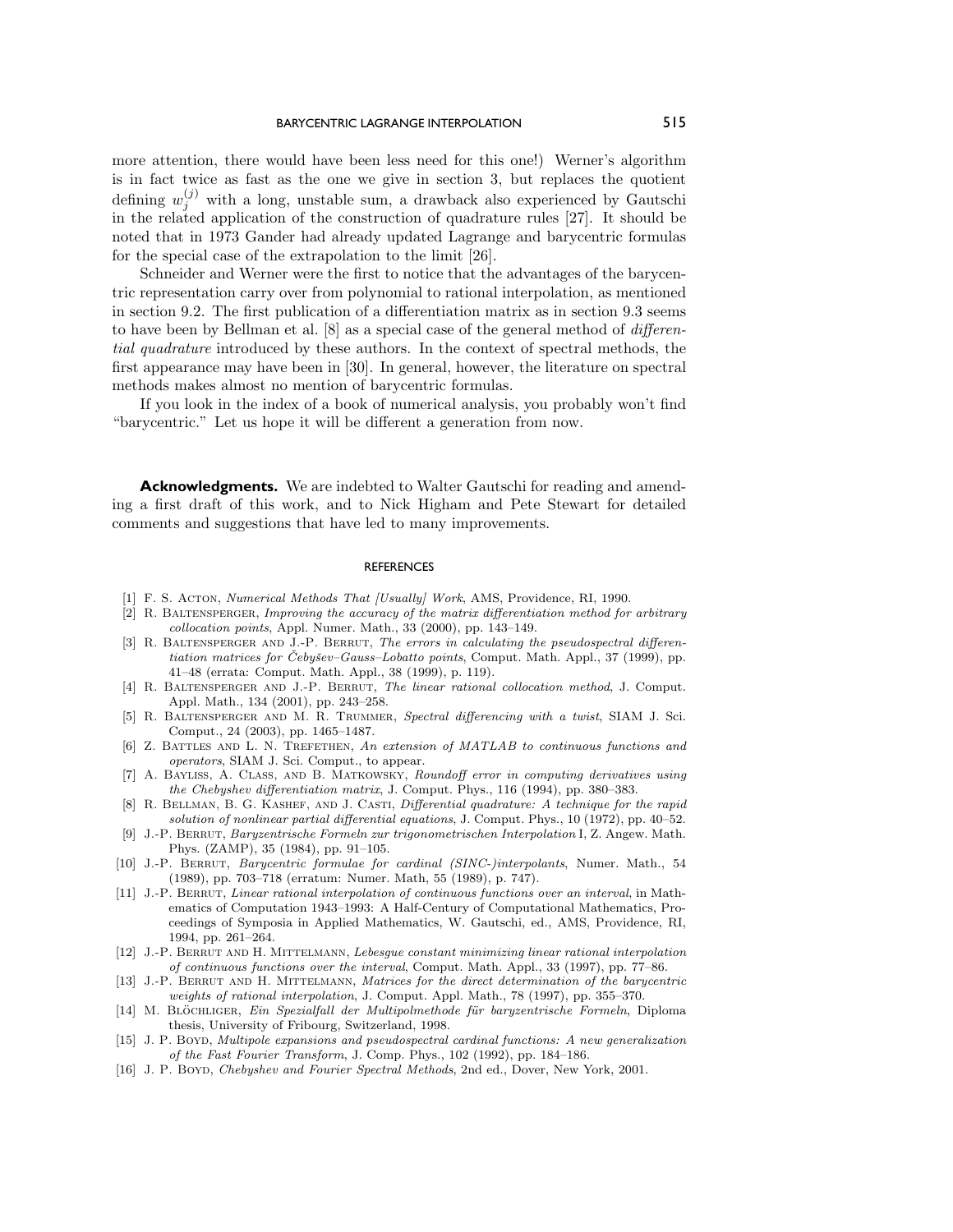more attention, there would have been less need for this one!) Werner's algorithm is in fact twice as fast as the one we give in section 3, but replaces the quotient defining $w_j^{(j)}$ with a long, unstable sum, a drawback also experienced by Gautschi in the related application of the construction of quadrature rules [27]. It should be noted that in 1973 Gander had already updated Lagrange and barycentric formulas for the special case of the extrapolation to the limit [26].

Schneider and Werner were the first to notice that the advantages of the barycentric representation carry over from polynomial to rational interpolation, as mentioned in section 9.2. The first publication of a differentiation matrix as in section 9.3 seems to have been by Bellman et al. [8] as a special case of the general method of *differential quadrature* introduced by these authors. In the context of spectral methods, the first appearance may have been in [30]. In general, however, the literature on spectral methods makes almost no mention of barycentric formulas.

If you look in the index of a book of numerical analysis, you probably won't find "barycentric." Let us hope it will be different a generation from now.

**Acknowledgments.** We are indebted to Walter Gautschi for reading and amending a first draft of this work, and to Nick Higham and Pete Stewart for detailed comments and suggestions that have led to many improvements.

## REFERENCES

[1] F. S. Acton, *Numerical Methods That [Usually] Work*, AMS, Providence, RI, 1990.

[2] R. Baltensperger, *Improving the accuracy of the matrix differentiation method for arbitrary collocation points*, Appl. Numer. Math., 33 (2000), pp. 143–149.

[3] R. Baltensperger and J.-P. Berrut, *The errors in calculating the pseudospectral differentiation matrices for Čebyšev–Gauss–Lobatto points*, Comput. Math. Appl., 37 (1999), pp. 41–48 (errata: Comput. Math. Appl., 38 (1999), p. 119).

[4] R. Baltensperger and J.-P. Berrut, *The linear rational collocation method*, J. Comput. Appl. Math., 134 (2001), pp. 243–258.

[5] R. Baltensperger and M. R. Trummer, *Spectral differencing with a twist*, SIAM J. Sci. Comput., 24 (2003), pp. 1465–1487.

[6] Z. Battles and L. N. Trefethen, *An extension of MATLAB to continuous functions and operators*, SIAM J. Sci. Comput., to appear.

[7] A. Bayliss, A. Class, and B. Matkowsky, *Roundoff error in computing derivatives using the Chebyshev differentiation matrix*, J. Comput. Phys., 116 (1994), pp. 380–383.

[8] R. Bellman, B. G. Kashef, and J. Casti, *Differential quadrature: A technique for the rapid solution of nonlinear partial differential equations*, J. Comput. Phys., 10 (1972), pp. 40–52.

[9] J.-P. Berrut, *Baryzentrische Formeln zur trigonometrischen Interpolation* I, Z. Angew. Math. Phys. (ZAMP), 35 (1984), pp. 91–105.

[10] J.-P. Berrut, *Barycentric formulae for cardinal (SINC-)interpolants*, Numer. Math., 54 (1989), pp. 703–718 (erratum: Numer. Math, 55 (1989), p. 747).

[11] J.-P. Berrut, *Linear rational interpolation of continuous functions over an interval*, in Mathematics of Computation 1943–1993: A Half-Century of Computational Mathematics, Proceedings of Symposia in Applied Mathematics, W. Gautschi, ed., AMS, Providence, RI, 1994, pp. 261–264.

[12] J.-P. Berrut and H. Mittelmann, *Lebesgue constant minimizing linear rational interpolation of continuous functions over the interval*, Comput. Math. Appl., 33 (1997), pp. 77–86.

[13] J.-P. Berrut and H. Mittelmann, *Matrices for the direct determination of the barycentric weights of rational interpolation*, J. Comput. Appl. Math., 78 (1997), pp. 355–370.

[14] M. Blöchliger, *Ein Spezialfall der Multipolmethode für baryzentrische Formeln*, Diploma thesis, University of Fribourg, Switzerland, 1998.

[15] J. P. Boyd, *Multipole expansions and pseudospectral cardinal functions: A new generalization of the Fast Fourier Transform*, J. Comp. Phys., 102 (1992), pp. 184–186.

[16] J. P. Boyd, *Chebyshev and Fourier Spectral Methods*, 2nd ed., Dover, New York, 2001.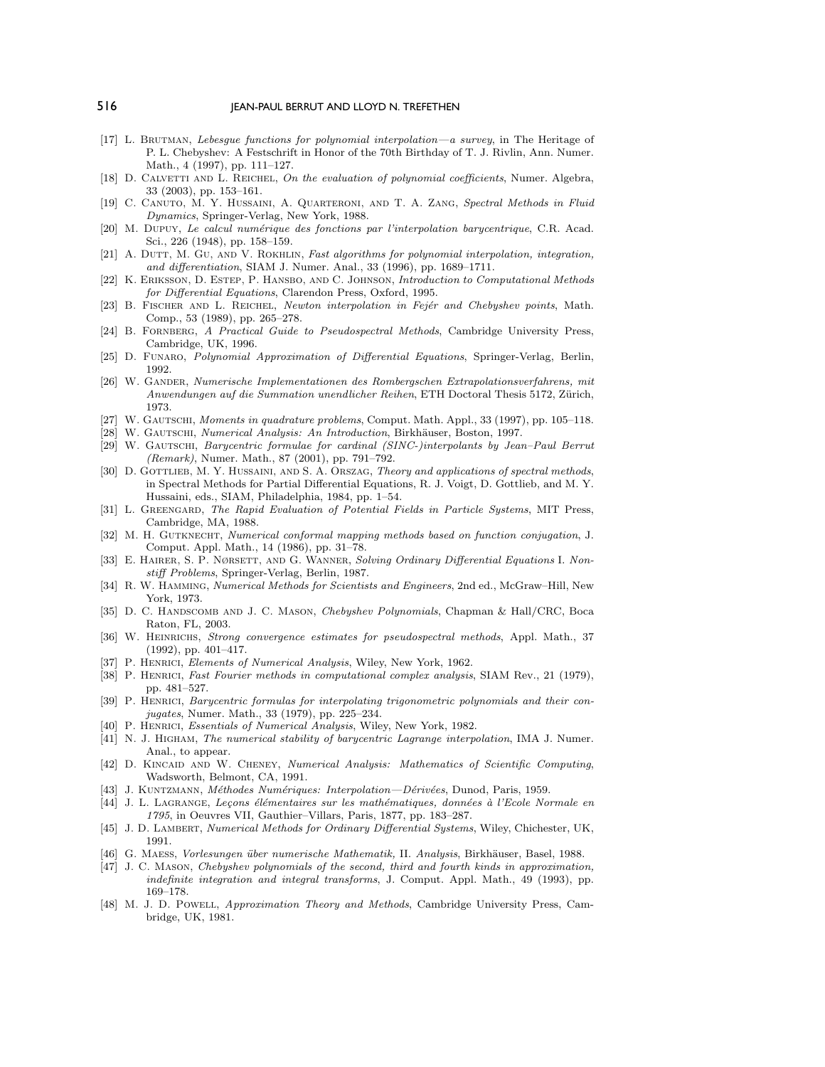[17] L. Brutman, *Lebesgue functions for polynomial interpolation—a survey*, in The Heritage of P. L. Chebyshev: A Festschrift in Honor of the 70th Birthday of T. J. Rivlin, Ann. Numer. Math., 4 (1997), pp. 111–127.

[18] D. Calvetti and L. Reichel, *On the evaluation of polynomial coefficients*, Numer. Algebra, 33 (2003), pp. 153–161.

[19] C. Canuto, M. Y. Hussaini, A. Quarteroni, and T. A. Zang, *Spectral Methods in Fluid Dynamics*, Springer-Verlag, New York, 1988.

[20] M. Dupuy, *Le calcul numérique des fonctions par l'interpolation barycentrique*, C.R. Acad. Sci., 226 (1948), pp. 158–159.

[21] A. Dutt, M. Gu, and V. Rokhlin, *Fast algorithms for polynomial interpolation, integration, and differentiation*, SIAM J. Numer. Anal., 33 (1996), pp. 1689–1711.

[22] K. Eriksson, D. Estep, P. Hansbo, and C. Johnson, *Introduction to Computational Methods for Differential Equations*, Clarendon Press, Oxford, 1995.

[23] B. Fischer and L. Reichel, *Newton interpolation in Fejér and Chebyshev points*, Math. Comp., 53 (1989), pp. 265–278.

[24] B. Fornberg, *A Practical Guide to Pseudospectral Methods*, Cambridge University Press, Cambridge, UK, 1996.

[25] D. Funaro, *Polynomial Approximation of Differential Equations*, Springer-Verlag, Berlin, 1992.

[26] W. Gander, *Numerische Implementationen des Rombergschen Extrapolationsverfahrens, mit Anwendungen auf die Summation unendlicher Reihen*, ETH Doctoral Thesis 5172, Zürich, 1973.

[27] W. Gautschi, *Moments in quadrature problems*, Comput. Math. Appl., 33 (1997), pp. 105–118.

[28] W. Gautschi, *Numerical Analysis: An Introduction*, Birkhäuser, Boston, 1997.

[29] W. Gautschi, *Barycentric formulae for cardinal (SINC-)interpolants by Jean–Paul Berrut (Remark)*, Numer. Math., 87 (2001), pp. 791–792.

[30] D. Gottlieb, M. Y. Hussaini, and S. A. Orszag, *Theory and applications of spectral methods*, in Spectral Methods for Partial Differential Equations, R. J. Voigt, D. Gottlieb, and M. Y. Hussaini, eds., SIAM, Philadelphia, 1984, pp. 1–54.

[31] L. Greengard, *The Rapid Evaluation of Potential Fields in Particle Systems*, MIT Press, Cambridge, MA, 1988.

[32] M. H. Gutknecht, *Numerical conformal mapping methods based on function conjugation*, J. Comput. Appl. Math., 14 (1986), pp. 31–78.

[33] E. Hairer, S. P. Nørsett, and G. Wanner, *Solving Ordinary Differential Equations* I. *Nonstiff Problems*, Springer-Verlag, Berlin, 1987.

[34] R. W. Hamming, *Numerical Methods for Scientists and Engineers*, 2nd ed., McGraw–Hill, New York, 1973.

[35] D. C. Handscomb and J. C. Mason, *Chebyshev Polynomials*, Chapman & Hall/CRC, Boca Raton, FL, 2003.

[36] W. Heinrichs, *Strong convergence estimates for pseudospectral methods*, Appl. Math., 37 (1992), pp. 401–417.

[37] P. Henrici, *Elements of Numerical Analysis*, Wiley, New York, 1962.

[38] P. Henrici, *Fast Fourier methods in computational complex analysis*, SIAM Rev., 21 (1979), pp. 481–527.

[39] P. Henrici, *Barycentric formulas for interpolating trigonometric polynomials and their conjugates*, Numer. Math., 33 (1979), pp. 225–234.

[40] P. Henrici, *Essentials of Numerical Analysis*, Wiley, New York, 1982.

[41] N. J. Higham, *The numerical stability of barycentric Lagrange interpolation*, IMA J. Numer. Anal., to appear.

[42] D. Kincaid and W. Cheney, *Numerical Analysis: Mathematics of Scientific Computing*, Wadsworth, Belmont, CA, 1991.

[43] J. Kuntzmann, *Méthodes Numériques: Interpolation—Dérivées*, Dunod, Paris, 1959.

[44] J. L. Lagrange, *Leçons élémentaires sur les mathématiques, données à l'Ecole Normale en 1795*, in Oeuvres VII, Gauthier–Villars, Paris, 1877, pp. 183–287.

[45] J. D. Lambert, *Numerical Methods for Ordinary Differential Systems*, Wiley, Chichester, UK, 1991.

[46] G. Maess, *Vorlesungen über numerische Mathematik*, II. *Analysis*, Birkhäuser, Basel, 1988.

[47] J. C. Mason, *Chebyshev polynomials of the second, third and fourth kinds in approximation, indefinite integration and integral transforms*, J. Comput. Appl. Math., 49 (1993), pp. 169–178.

[48] M. J. D. Powell, *Approximation Theory and Methods*, Cambridge University Press, Cambridge, UK, 1981.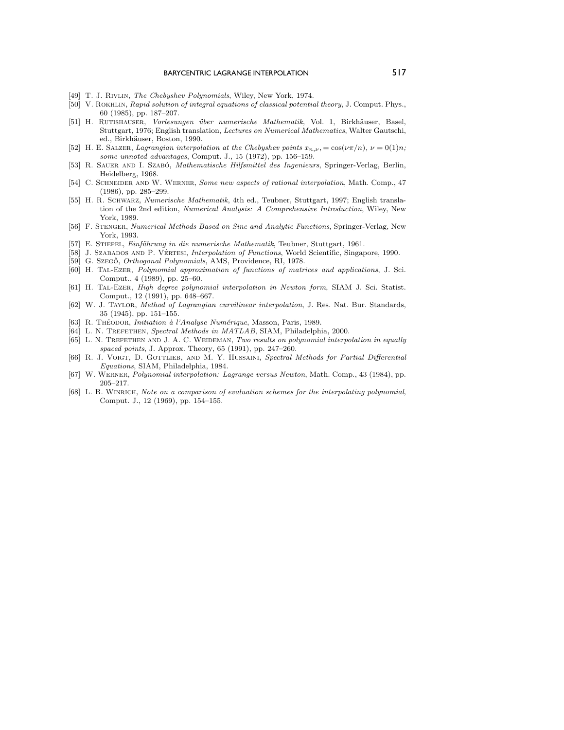[49] T. J. Rivlin, *The Chebyshev Polynomials*, Wiley, New York, 1974.

[50] V. Rokhlin, *Rapid solution of integral equations of classical potential theory*, J. Comput. Phys., 60 (1985), pp. 187–207.

[51] H. Rutishauser, *Vorlesungen über numerische Mathematik*, Vol. 1, Birkhäuser, Basel, Stuttgart, 1976; English translation, *Lectures on Numerical Mathematics*, Walter Gautschi, ed., Birkhäuser, Boston, 1990.

[52] H. E. Salzer, *Lagrangian interpolation at the Chebyshev points $x_{n,\nu}, = \cos(\nu\pi/n)$, $\nu = 0(1)n$; some unnoted advantages*, Comput. J., 15 (1972), pp. 156–159.

[53] R. Sauer and I. Szabó, *Mathematische Hilfsmittel des Ingenieurs*, Springer-Verlag, Berlin, Heidelberg, 1968.

[54] C. Schneider and W. Werner, *Some new aspects of rational interpolation*, Math. Comp., 47 (1986), pp. 285–299.

[55] H. R. Schwarz, *Numerische Mathematik*, 4th ed., Teubner, Stuttgart, 1997; English translation of the 2nd edition, *Numerical Analysis: A Comprehensive Introduction*, Wiley, New York, 1989.

[56] F. Stenger, *Numerical Methods Based on Sinc and Analytic Functions*, Springer-Verlag, New York, 1993.

[57] E. Stiefel, *Einführung in die numerische Mathematik*, Teubner, Stuttgart, 1961.

[58] J. Szabados and P. Vértesi, *Interpolation of Functions*, World Scientific, Singapore, 1990.

[59] G. Szegő, *Orthogonal Polynomials*, AMS, Providence, RI, 1978.

[60] H. Tal-Ezer, *Polynomial approximation of functions of matrices and applications*, J. Sci. Comput., 4 (1989), pp. 25–60.

[61] H. Tal-Ezer, *High degree polynomial interpolation in Newton form*, SIAM J. Sci. Statist. Comput., 12 (1991), pp. 648–667.

[62] W. J. Taylor, *Method of Lagrangian curvilinear interpolation*, J. Res. Nat. Bur. Standards, 35 (1945), pp. 151–155.

[63] R. Théodor, *Initiation à l'Analyse Numérique*, Masson, Paris, 1989.

[64] L. N. Trefethen, *Spectral Methods in MATLAB*, SIAM, Philadelphia, 2000.

[65] L. N. Trefethen and J. A. C. Weideman, *Two results on polynomial interpolation in equally spaced points*, J. Approx. Theory, 65 (1991), pp. 247–260.

[66] R. J. Voigt, D. Gottlieb, and M. Y. Hussaini, *Spectral Methods for Partial Differential Equations*, SIAM, Philadelphia, 1984.

[67] W. Werner, *Polynomial interpolation: Lagrange versus Newton*, Math. Comp., 43 (1984), pp. 205–217.

[68] L. B. Winrich, *Note on a comparison of evaluation schemes for the interpolating polynomial*, Comput. J., 12 (1969), pp. 154–155.